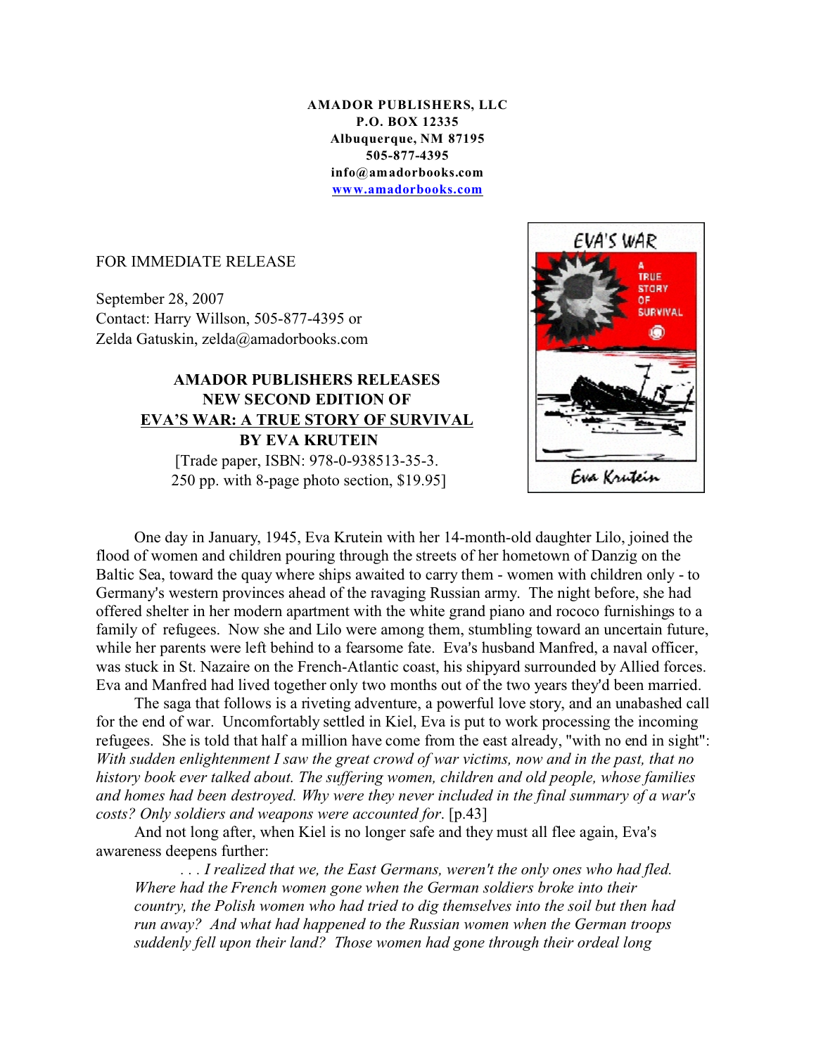**AMADOR PUBLISHERS, LLC**
**P.O. BOX 12335**
**Albuquerque, NM 87195**
**505-877-4395**
**info@amadorbooks.com**
**www.amadorbooks.com**

FOR IMMEDIATE RELEASE

September 28, 2007
Contact: Harry Willson, 505-877-4395 or
Zelda Gatuskin, zelda@amadorbooks.com

**AMADOR PUBLISHERS RELEASES NEW SECOND EDITION OF EVA'S WAR: A TRUE STORY OF SURVIVAL BY EVA KRUTEIN**

[Trade paper, ISBN: 978-0-938513-35-3.
250 pp. with 8-page photo section, $19.95]

One day in January, 1945, Eva Krutein with her 14-month-old daughter Lilo, joined the flood of women and children pouring through the streets of her hometown of Danzig on the Baltic Sea, toward the quay where ships awaited to carry them - women with children only - to Germany's western provinces ahead of the ravaging Russian army. The night before, she had offered shelter in her modern apartment with the white grand piano and rococo furnishings to a family of refugees. Now she and Lilo were among them, stumbling toward an uncertain future, while her parents were left behind to a fearsome fate. Eva's husband Manfred, a naval officer, was stuck in St. Nazaire on the French-Atlantic coast, his shipyard surrounded by Allied forces. Eva and Manfred had lived together only two months out of the two years they'd been married.

The saga that follows is a riveting adventure, a powerful love story, and an unabashed call for the end of war. Uncomfortably settled in Kiel, Eva is put to work processing the incoming refugees. She is told that half a million have come from the east already, "with no end in sight": *With sudden enlightenment I saw the great crowd of war victims, now and in the past, that no history book ever talked about. The suffering women, children and old people, whose families and homes had been destroyed. Why were they never included in the final summary of a war's costs? Only soldiers and weapons were accounted for*. [p.43]

And not long after, when Kiel is no longer safe and they must all flee again, Eva's awareness deepens further:

> *. . . I realized that we, the East Germans, weren't the only ones who had fled. Where had the French women gone when the German soldiers broke into their country, the Polish women who had tried to dig themselves into the soil but then had run away? And what had happened to the Russian women when the German troops suddenly fell upon their land? Those women had gone through their ordeal long*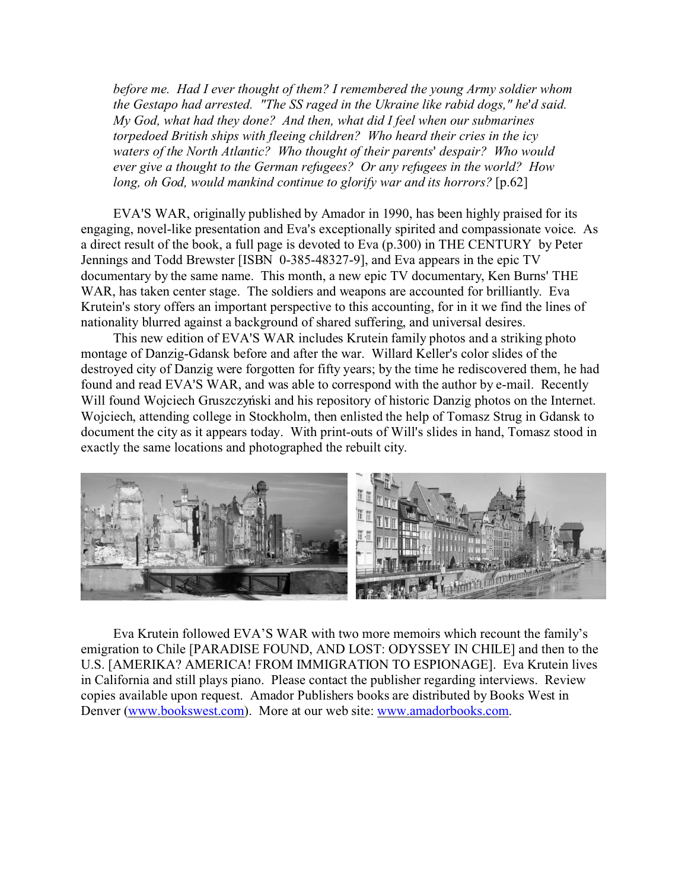*before me. Had I ever thought of them? I remembered the young Army soldier whom the Gestapo had arrested. "The SS raged in the Ukraine like rabid dogs," he'd said. My God, what had they done? And then, what did I feel when our submarines torpedoed British ships with fleeing children? Who heard their cries in the icy waters of the North Atlantic? Who thought of their parents' despair? Who would ever give a thought to the German refugees? Or any refugees in the world? How long, oh God, would mankind continue to glorify war and its horrors?* [p.62]

EVA'S WAR, originally published by Amador in 1990, has been highly praised for its engaging, novel-like presentation and Eva's exceptionally spirited and compassionate voice. As a direct result of the book, a full page is devoted to Eva (p.300) in THE CENTURY by Peter Jennings and Todd Brewster [ISBN 0-385-48327-9], and Eva appears in the epic TV documentary by the same name. This month, a new epic TV documentary, Ken Burns' THE WAR, has taken center stage. The soldiers and weapons are accounted for brilliantly. Eva Krutein's story offers an important perspective to this accounting, for in it we find the lines of nationality blurred against a background of shared suffering, and universal desires.

This new edition of EVA'S WAR includes Krutein family photos and a striking photo montage of Danzig-Gdansk before and after the war. Willard Keller's color slides of the destroyed city of Danzig were forgotten for fifty years; by the time he rediscovered them, he had found and read EVA'S WAR, and was able to correspond with the author by e-mail. Recently Will found Wojciech Gruszczyński and his repository of historic Danzig photos on the Internet. Wojciech, attending college in Stockholm, then enlisted the help of Tomasz Strug in Gdansk to document the city as it appears today. With print-outs of Will's slides in hand, Tomasz stood in exactly the same locations and photographed the rebuilt city.

Eva Krutein followed EVA'S WAR with two more memoirs which recount the family's emigration to Chile [PARADISE FOUND, AND LOST: ODYSSEY IN CHILE] and then to the U.S. [AMERIKA? AMERICA! FROM IMMIGRATION TO ESPIONAGE]. Eva Krutein lives in California and still plays piano. Please contact the publisher regarding interviews. Review copies available upon request. Amador Publishers books are distributed by Books West in Denver (www.bookswest.com). More at our web site: www.amadorbooks.com.